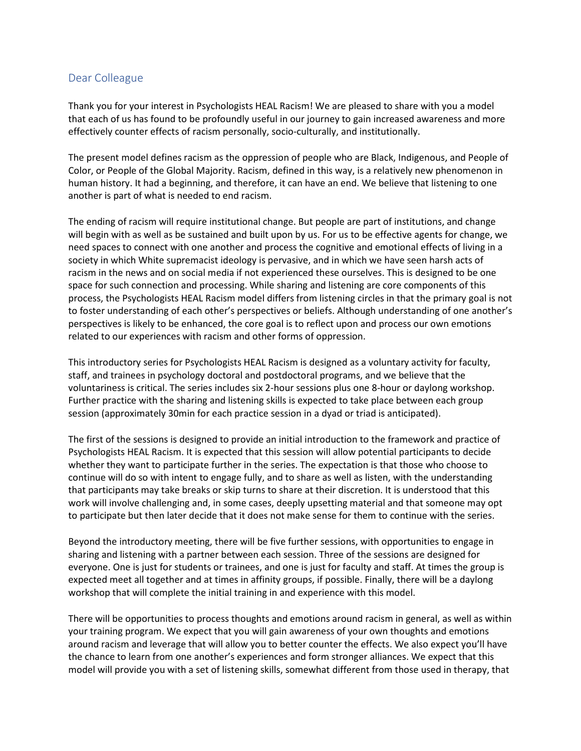## Dear Colleague

Thank you for your interest in Psychologists HEAL Racism! We are pleased to share with you a model that each of us has found to be profoundly useful in our journey to gain increased awareness and more effectively counter effects of racism personally, socio-culturally, and institutionally.

The present model defines racism as the oppression of people who are Black, Indigenous, and People of Color, or People of the Global Majority. Racism, defined in this way, is a relatively new phenomenon in human history. It had a beginning, and therefore, it can have an end. We believe that listening to one another is part of what is needed to end racism.

The ending of racism will require institutional change. But people are part of institutions, and change will begin with as well as be sustained and built upon by us. For us to be effective agents for change, we need spaces to connect with one another and process the cognitive and emotional effects of living in a society in which White supremacist ideology is pervasive, and in which we have seen harsh acts of racism in the news and on social media if not experienced these ourselves. This is designed to be one space for such connection and processing. While sharing and listening are core components of this process, the Psychologists HEAL Racism model differs from listening circles in that the primary goal is not to foster understanding of each other's perspectives or beliefs. Although understanding of one another's perspectives is likely to be enhanced, the core goal is to reflect upon and process our own emotions related to our experiences with racism and other forms of oppression.

This introductory series for Psychologists HEAL Racism is designed as a voluntary activity for faculty, staff, and trainees in psychology doctoral and postdoctoral programs, and we believe that the voluntariness is critical. The series includes six 2-hour sessions plus one 8-hour or daylong workshop. Further practice with the sharing and listening skills is expected to take place between each group session (approximately 30min for each practice session in a dyad or triad is anticipated).

The first of the sessions is designed to provide an initial introduction to the framework and practice of Psychologists HEAL Racism. It is expected that this session will allow potential participants to decide whether they want to participate further in the series. The expectation is that those who choose to continue will do so with intent to engage fully, and to share as well as listen, with the understanding that participants may take breaks or skip turns to share at their discretion. It is understood that this work will involve challenging and, in some cases, deeply upsetting material and that someone may opt to participate but then later decide that it does not make sense for them to continue with the series.

Beyond the introductory meeting, there will be five further sessions, with opportunities to engage in sharing and listening with a partner between each session. Three of the sessions are designed for everyone. One is just for students or trainees, and one is just for faculty and staff. At times the group is expected meet all together and at times in affinity groups, if possible. Finally, there will be a daylong workshop that will complete the initial training in and experience with this model.

There will be opportunities to process thoughts and emotions around racism in general, as well as within your training program. We expect that you will gain awareness of your own thoughts and emotions around racism and leverage that will allow you to better counter the effects. We also expect you'll have the chance to learn from one another's experiences and form stronger alliances. We expect that this model will provide you with a set of listening skills, somewhat different from those used in therapy, that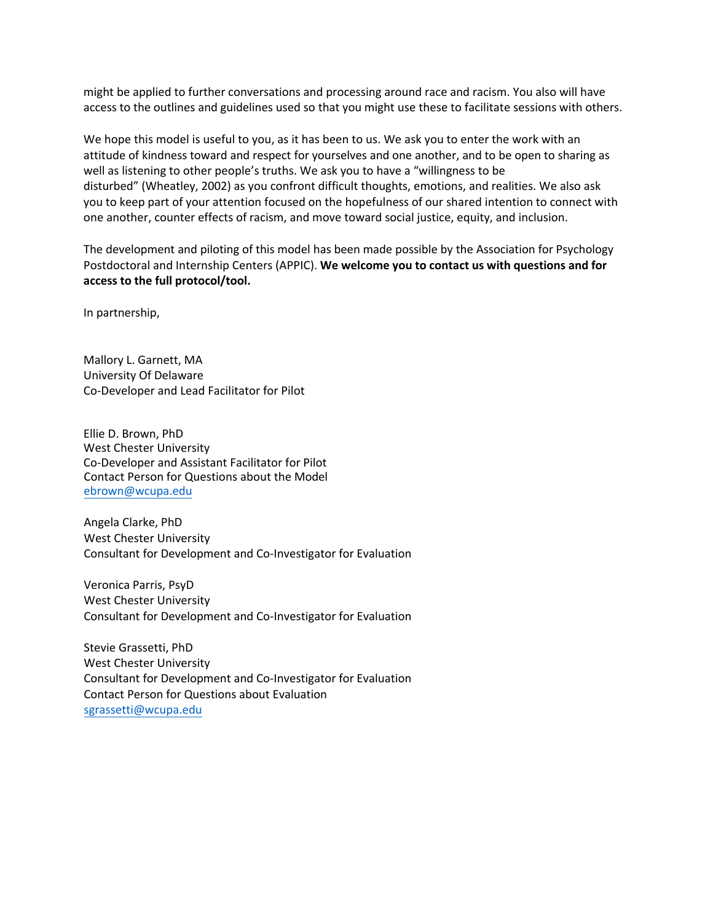might be applied to further conversations and processing around race and racism. You also will have access to the outlines and guidelines used so that you might use these to facilitate sessions with others.

We hope this model is useful to you, as it has been to us. We ask you to enter the work with an attitude of kindness toward and respect for yourselves and one another, and to be open to sharing as well as listening to other people's truths. We ask you to have a "willingness to be disturbed" (Wheatley, 2002) as you confront difficult thoughts, emotions, and realities. We also ask you to keep part of your attention focused on the hopefulness of our shared intention to connect with one another, counter effects of racism, and move toward social justice, equity, and inclusion.

The development and piloting of this model has been made possible by the Association for Psychology Postdoctoral and Internship Centers (APPIC). **We welcome you to contact us with questions and for access to the full protocol/tool.**

In partnership,

Mallory L. Garnett, MA
University Of Delaware
Co-Developer and Lead Facilitator for Pilot

Ellie D. Brown, PhD
West Chester University
Co-Developer and Assistant Facilitator for Pilot
Contact Person for Questions about the Model
ebrown@wcupa.edu

Angela Clarke, PhD
West Chester University
Consultant for Development and Co-Investigator for Evaluation

Veronica Parris, PsyD
West Chester University
Consultant for Development and Co-Investigator for Evaluation

Stevie Grassetti, PhD
West Chester University
Consultant for Development and Co-Investigator for Evaluation
Contact Person for Questions about Evaluation
sgrassetti@wcupa.edu